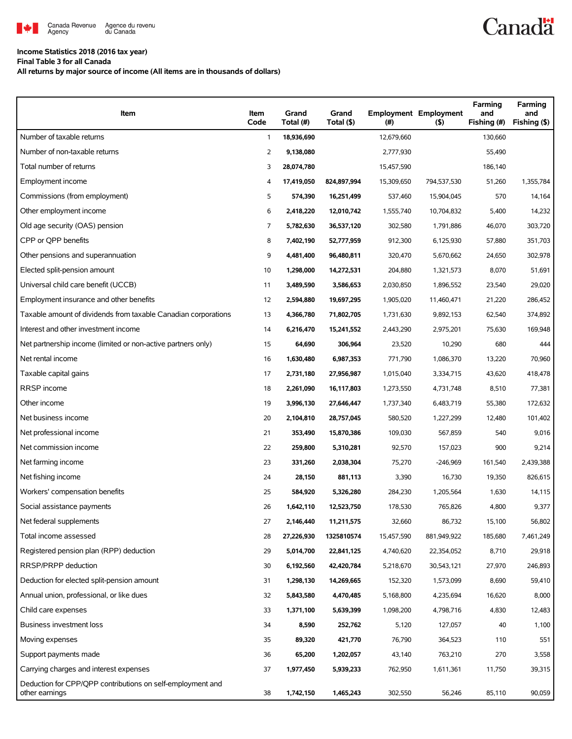Canada Revenue Agency / Agence du revenu du Canada

**Income Statistics 2018 (2016 tax year)**
**Final Table 3 for all Canada**
**All returns by major source of income (All items are in thousands of dollars)**

| Item | Item Code | Grand Total (#) | Grand Total ($) | Employment (#) | Employment ($) | Farming and Fishing (#) | Farming and Fishing ($) |
|---|---|---|---|---|---|---|---|
| Number of taxable returns | 1 | **18,936,690** | | 12,679,660 | | 130,660 | |
| Number of non-taxable returns | 2 | **9,138,080** | | 2,777,930 | | 55,490 | |
| Total number of returns | 3 | **28,074,780** | | 15,457,590 | | 186,140 | |
| Employment income | 4 | **17,419,050** | **824,897,994** | 15,309,650 | 794,537,530 | 51,260 | 1,355,784 |
| Commissions (from employment) | 5 | **574,390** | **16,251,499** | 537,460 | 15,904,045 | 570 | 14,164 |
| Other employment income | 6 | **2,418,220** | **12,010,742** | 1,555,740 | 10,704,832 | 5,400 | 14,232 |
| Old age security (OAS) pension | 7 | **5,782,630** | **36,537,120** | 302,580 | 1,791,886 | 46,070 | 303,720 |
| CPP or QPP benefits | 8 | **7,402,190** | **52,777,959** | 912,300 | 6,125,930 | 57,880 | 351,703 |
| Other pensions and superannuation | 9 | **4,481,400** | **96,480,811** | 320,470 | 5,670,662 | 24,650 | 302,978 |
| Elected split-pension amount | 10 | **1,298,000** | **14,272,531** | 204,880 | 1,321,573 | 8,070 | 51,691 |
| Universal child care benefit (UCCB) | 11 | **3,489,590** | **3,586,653** | 2,030,850 | 1,896,552 | 23,540 | 29,020 |
| Employment insurance and other benefits | 12 | **2,594,880** | **19,697,295** | 1,905,020 | 11,460,471 | 21,220 | 286,452 |
| Taxable amount of dividends from taxable Canadian corporations | 13 | **4,366,780** | **71,802,705** | 1,731,630 | 9,892,153 | 62,540 | 374,892 |
| Interest and other investment income | 14 | **6,216,470** | **15,241,552** | 2,443,290 | 2,975,201 | 75,630 | 169,948 |
| Net partnership income (limited or non-active partners only) | 15 | **64,690** | **306,964** | 23,520 | 10,290 | 680 | 444 |
| Net rental income | 16 | **1,630,480** | **6,987,353** | 771,790 | 1,086,370 | 13,220 | 70,960 |
| Taxable capital gains | 17 | **2,731,180** | **27,956,987** | 1,015,040 | 3,334,715 | 43,620 | 418,478 |
| RRSP income | 18 | **2,261,090** | **16,117,803** | 1,273,550 | 4,731,748 | 8,510 | 77,381 |
| Other income | 19 | **3,996,130** | **27,646,447** | 1,737,340 | 6,483,719 | 55,380 | 172,632 |
| Net business income | 20 | **2,104,810** | **28,757,045** | 580,520 | 1,227,299 | 12,480 | 101,402 |
| Net professional income | 21 | **353,490** | **15,870,386** | 109,030 | 567,859 | 540 | 9,016 |
| Net commission income | 22 | **259,800** | **5,310,281** | 92,570 | 157,023 | 900 | 9,214 |
| Net farming income | 23 | **331,260** | **2,038,304** | 75,270 | -246,969 | 161,540 | 2,439,388 |
| Net fishing income | 24 | **28,150** | **881,113** | 3,390 | 16,730 | 19,350 | 826,615 |
| Workers' compensation benefits | 25 | **584,920** | **5,326,280** | 284,230 | 1,205,564 | 1,630 | 14,115 |
| Social assistance payments | 26 | **1,642,110** | **12,523,750** | 178,530 | 765,826 | 4,800 | 9,377 |
| Net federal supplements | 27 | **2,146,440** | **11,211,575** | 32,660 | 86,732 | 15,100 | 56,802 |
| Total income assessed | 28 | **27,226,930** | **1325810574** | 15,457,590 | 881,949,922 | 185,680 | 7,461,249 |
| Registered pension plan (RPP) deduction | 29 | **5,014,700** | **22,841,125** | 4,740,620 | 22,354,052 | 8,710 | 29,918 |
| RRSP/PRPP deduction | 30 | **6,192,560** | **42,420,784** | 5,218,670 | 30,543,121 | 27,970 | 246,893 |
| Deduction for elected split-pension amount | 31 | **1,298,130** | **14,269,665** | 152,320 | 1,573,099 | 8,690 | 59,410 |
| Annual union, professional, or like dues | 32 | **5,843,580** | **4,470,485** | 5,168,800 | 4,235,694 | 16,620 | 8,000 |
| Child care expenses | 33 | **1,371,100** | **5,639,399** | 1,098,200 | 4,798,716 | 4,830 | 12,483 |
| Business investment loss | 34 | **8,590** | **252,762** | 5,120 | 127,057 | 40 | 1,100 |
| Moving expenses | 35 | **89,320** | **421,770** | 76,790 | 364,523 | 110 | 551 |
| Support payments made | 36 | **65,200** | **1,202,057** | 43,140 | 763,210 | 270 | 3,558 |
| Carrying charges and interest expenses | 37 | **1,977,450** | **5,939,233** | 762,950 | 1,611,361 | 11,750 | 39,315 |
| Deduction for CPP/QPP contributions on self-employment and other earnings | 38 | **1,742,150** | **1,465,243** | 302,550 | 56,246 | 85,110 | 90,059 |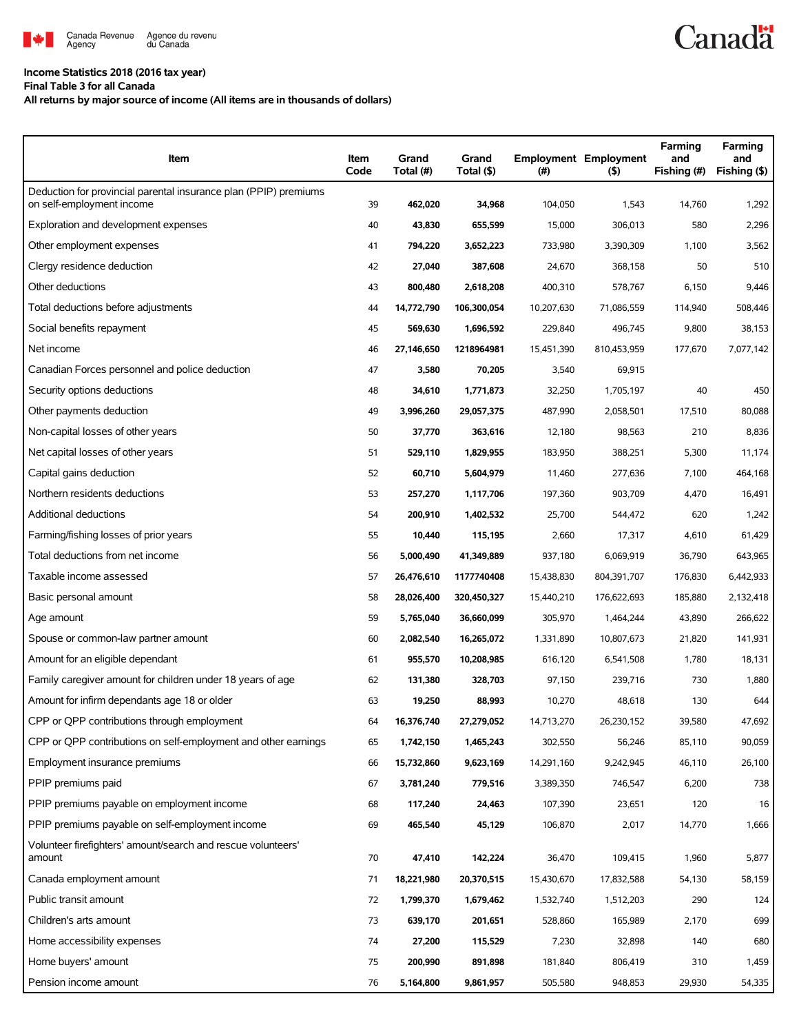**Income Statistics 2018 (2016 tax year)**
**Final Table 3 for all Canada**
**All returns by major source of income (All items are in thousands of dollars)**

| Item | Item Code | Grand Total (#) | Grand Total ($) | Employment (#) | Employment ($) | Farming and Fishing (#) | Farming and Fishing ($) |
|---|---|---|---|---|---|---|---|
| Deduction for provincial parental insurance plan (PPIP) premiums on self-employment income | 39 | **462,020** | **34,968** | 104,050 | 1,543 | 14,760 | 1,292 |
| Exploration and development expenses | 40 | **43,830** | **655,599** | 15,000 | 306,013 | 580 | 2,296 |
| Other employment expenses | 41 | **794,220** | **3,652,223** | 733,980 | 3,390,309 | 1,100 | 3,562 |
| Clergy residence deduction | 42 | **27,040** | **387,608** | 24,670 | 368,158 | 50 | 510 |
| Other deductions | 43 | **800,480** | **2,618,208** | 400,310 | 578,767 | 6,150 | 9,446 |
| Total deductions before adjustments | 44 | **14,772,790** | **106,300,054** | 10,207,630 | 71,086,559 | 114,940 | 508,446 |
| Social benefits repayment | 45 | **569,630** | **1,696,592** | 229,840 | 496,745 | 9,800 | 38,153 |
| Net income | 46 | **27,146,650** | **1218964981** | 15,451,390 | 810,453,959 | 177,670 | 7,077,142 |
| Canadian Forces personnel and police deduction | 47 | **3,580** | **70,205** | 3,540 | 69,915 | | |
| Security options deductions | 48 | **34,610** | **1,771,873** | 32,250 | 1,705,197 | 40 | 450 |
| Other payments deduction | 49 | **3,996,260** | **29,057,375** | 487,990 | 2,058,501 | 17,510 | 80,088 |
| Non-capital losses of other years | 50 | **37,770** | **363,616** | 12,180 | 98,563 | 210 | 8,836 |
| Net capital losses of other years | 51 | **529,110** | **1,829,955** | 183,950 | 388,251 | 5,300 | 11,174 |
| Capital gains deduction | 52 | **60,710** | **5,604,979** | 11,460 | 277,636 | 7,100 | 464,168 |
| Northern residents deductions | 53 | **257,270** | **1,117,706** | 197,360 | 903,709 | 4,470 | 16,491 |
| Additional deductions | 54 | **200,910** | **1,402,532** | 25,700 | 544,472 | 620 | 1,242 |
| Farming/fishing losses of prior years | 55 | **10,440** | **115,195** | 2,660 | 17,317 | 4,610 | 61,429 |
| Total deductions from net income | 56 | **5,000,490** | **41,349,889** | 937,180 | 6,069,919 | 36,790 | 643,965 |
| Taxable income assessed | 57 | **26,476,610** | **1177740408** | 15,438,830 | 804,391,707 | 176,830 | 6,442,933 |
| Basic personal amount | 58 | **28,026,400** | **320,450,327** | 15,440,210 | 176,622,693 | 185,880 | 2,132,418 |
| Age amount | 59 | **5,765,040** | **36,660,099** | 305,970 | 1,464,244 | 43,890 | 266,622 |
| Spouse or common-law partner amount | 60 | **2,082,540** | **16,265,072** | 1,331,890 | 10,807,673 | 21,820 | 141,931 |
| Amount for an eligible dependant | 61 | **955,570** | **10,208,985** | 616,120 | 6,541,508 | 1,780 | 18,131 |
| Family caregiver amount for children under 18 years of age | 62 | **131,380** | **328,703** | 97,150 | 239,716 | 730 | 1,880 |
| Amount for infirm dependants age 18 or older | 63 | **19,250** | **88,993** | 10,270 | 48,618 | 130 | 644 |
| CPP or QPP contributions through employment | 64 | **16,376,740** | **27,279,052** | 14,713,270 | 26,230,152 | 39,580 | 47,692 |
| CPP or QPP contributions on self-employment and other earnings | 65 | **1,742,150** | **1,465,243** | 302,550 | 56,246 | 85,110 | 90,059 |
| Employment insurance premiums | 66 | **15,732,860** | **9,623,169** | 14,291,160 | 9,242,945 | 46,110 | 26,100 |
| PPIP premiums paid | 67 | **3,781,240** | **779,516** | 3,389,350 | 746,547 | 6,200 | 738 |
| PPIP premiums payable on employment income | 68 | **117,240** | **24,463** | 107,390 | 23,651 | 120 | 16 |
| PPIP premiums payable on self-employment income | 69 | **465,540** | **45,129** | 106,870 | 2,017 | 14,770 | 1,666 |
| Volunteer firefighters' amount/search and rescue volunteers' amount | 70 | **47,410** | **142,224** | 36,470 | 109,415 | 1,960 | 5,877 |
| Canada employment amount | 71 | **18,221,980** | **20,370,515** | 15,430,670 | 17,832,588 | 54,130 | 58,159 |
| Public transit amount | 72 | **1,799,370** | **1,679,462** | 1,532,740 | 1,512,203 | 290 | 124 |
| Children's arts amount | 73 | **639,170** | **201,651** | 528,860 | 165,989 | 2,170 | 699 |
| Home accessibility expenses | 74 | **27,200** | **115,529** | 7,230 | 32,898 | 140 | 680 |
| Home buyers' amount | 75 | **200,990** | **891,898** | 181,840 | 806,419 | 310 | 1,459 |
| Pension income amount | 76 | **5,164,800** | **9,861,957** | 505,580 | 948,853 | 29,930 | 54,335 |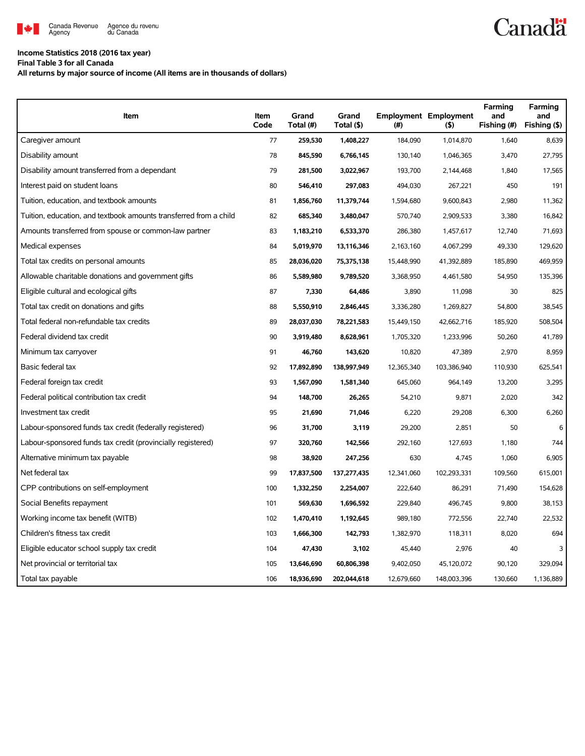**Income Statistics 2018 (2016 tax year)**

**Final Table 3 for all Canada**

**All returns by major source of income (All items are in thousands of dollars)**

| Item | Item Code | Grand Total (#) | Grand Total ($) | Employment (#) | Employment ($) | Farming and Fishing (#) | Farming and Fishing ($) |
|---|---|---|---|---|---|---|---|
| Caregiver amount | 77 | **259,530** | **1,408,227** | 184,090 | 1,014,870 | 1,640 | 8,639 |
| Disability amount | 78 | **845,590** | **6,766,145** | 130,140 | 1,046,365 | 3,470 | 27,795 |
| Disability amount transferred from a dependant | 79 | **281,500** | **3,022,967** | 193,700 | 2,144,468 | 1,840 | 17,565 |
| Interest paid on student loans | 80 | **546,410** | **297,083** | 494,030 | 267,221 | 450 | 191 |
| Tuition, education, and textbook amounts | 81 | **1,856,760** | **11,379,744** | 1,594,680 | 9,600,843 | 2,980 | 11,362 |
| Tuition, education, and textbook amounts transferred from a child | 82 | **685,340** | **3,480,047** | 570,740 | 2,909,533 | 3,380 | 16,842 |
| Amounts transferred from spouse or common-law partner | 83 | **1,183,210** | **6,533,370** | 286,380 | 1,457,617 | 12,740 | 71,693 |
| Medical expenses | 84 | **5,019,970** | **13,116,346** | 2,163,160 | 4,067,299 | 49,330 | 129,620 |
| Total tax credits on personal amounts | 85 | **28,036,020** | **75,375,138** | 15,448,990 | 41,392,889 | 185,890 | 469,959 |
| Allowable charitable donations and government gifts | 86 | **5,589,980** | **9,789,520** | 3,368,950 | 4,461,580 | 54,950 | 135,396 |
| Eligible cultural and ecological gifts | 87 | **7,330** | **64,486** | 3,890 | 11,098 | 30 | 825 |
| Total tax credit on donations and gifts | 88 | **5,550,910** | **2,846,445** | 3,336,280 | 1,269,827 | 54,800 | 38,545 |
| Total federal non-refundable tax credits | 89 | **28,037,030** | **78,221,583** | 15,449,150 | 42,662,716 | 185,920 | 508,504 |
| Federal dividend tax credit | 90 | **3,919,480** | **8,628,961** | 1,705,320 | 1,233,996 | 50,260 | 41,789 |
| Minimum tax carryover | 91 | **46,760** | **143,620** | 10,820 | 47,389 | 2,970 | 8,959 |
| Basic federal tax | 92 | **17,892,890** | **138,997,949** | 12,365,340 | 103,386,940 | 110,930 | 625,541 |
| Federal foreign tax credit | 93 | **1,567,090** | **1,581,340** | 645,060 | 964,149 | 13,200 | 3,295 |
| Federal political contribution tax credit | 94 | **148,700** | **26,265** | 54,210 | 9,871 | 2,020 | 342 |
| Investment tax credit | 95 | **21,690** | **71,046** | 6,220 | 29,208 | 6,300 | 6,260 |
| Labour-sponsored funds tax credit (federally registered) | 96 | **31,700** | **3,119** | 29,200 | 2,851 | 50 | 6 |
| Labour-sponsored funds tax credit (provincially registered) | 97 | **320,760** | **142,566** | 292,160 | 127,693 | 1,180 | 744 |
| Alternative minimum tax payable | 98 | **38,920** | **247,256** | 630 | 4,745 | 1,060 | 6,905 |
| Net federal tax | 99 | **17,837,500** | **137,277,435** | 12,341,060 | 102,293,331 | 109,560 | 615,001 |
| CPP contributions on self-employment | 100 | **1,332,250** | **2,254,007** | 222,640 | 86,291 | 71,490 | 154,628 |
| Social Benefits repayment | 101 | **569,630** | **1,696,592** | 229,840 | 496,745 | 9,800 | 38,153 |
| Working income tax benefit (WITB) | 102 | **1,470,410** | **1,192,645** | 989,180 | 772,556 | 22,740 | 22,532 |
| Children's fitness tax credit | 103 | **1,666,300** | **142,793** | 1,382,970 | 118,311 | 8,020 | 694 |
| Eligible educator school supply tax credit | 104 | **47,430** | **3,102** | 45,440 | 2,976 | 40 | 3 |
| Net provincial or territorial tax | 105 | **13,646,690** | **60,806,398** | 9,402,050 | 45,120,072 | 90,120 | 329,094 |
| Total tax payable | 106 | **18,936,690** | **202,044,618** | 12,679,660 | 148,003,396 | 130,660 | 1,136,889 |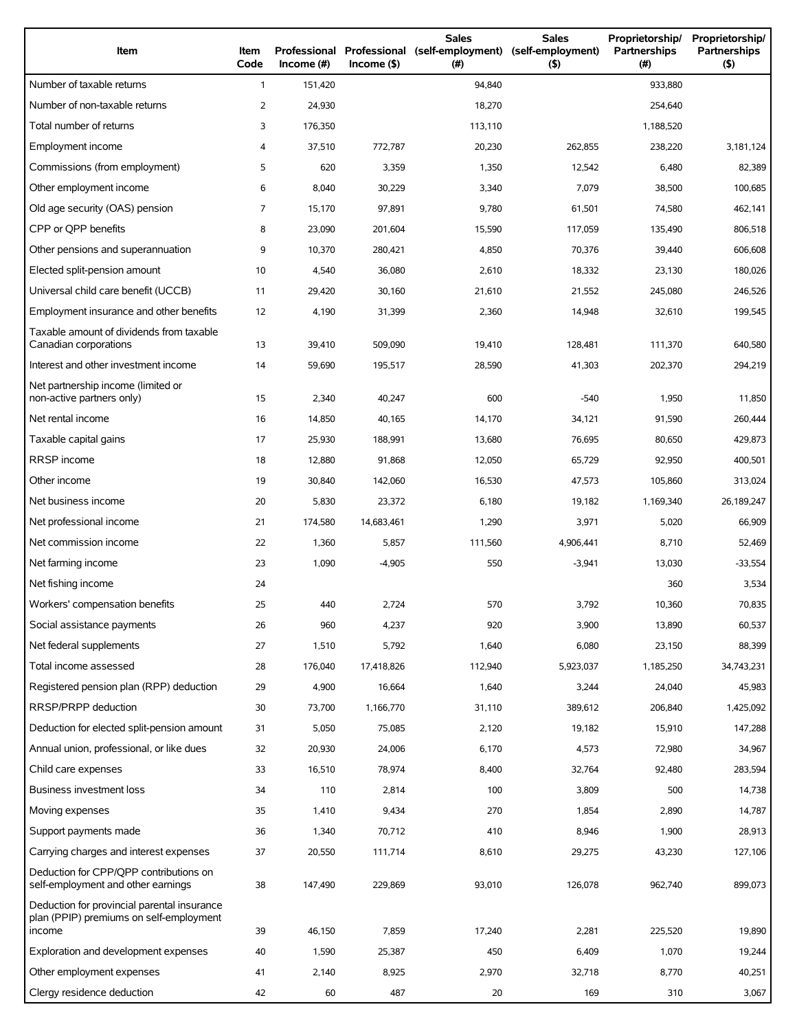| Item | Item Code | Professional Income (#) | Professional Income ($) | Sales (self-employment) (#) | Sales (self-employment) ($) | Proprietorship/ Partnerships (#) | Proprietorship/ Partnerships ($) |
|---|---|---|---|---|---|---|---|
| Number of taxable returns | 1 | 151,420 | | 94,840 | | 933,880 | |
| Number of non-taxable returns | 2 | 24,930 | | 18,270 | | 254,640 | |
| Total number of returns | 3 | 176,350 | | 113,110 | | 1,188,520 | |
| Employment income | 4 | 37,510 | 772,787 | 20,230 | 262,855 | 238,220 | 3,181,124 |
| Commissions (from employment) | 5 | 620 | 3,359 | 1,350 | 12,542 | 6,480 | 82,389 |
| Other employment income | 6 | 8,040 | 30,229 | 3,340 | 7,079 | 38,500 | 100,685 |
| Old age security (OAS) pension | 7 | 15,170 | 97,891 | 9,780 | 61,501 | 74,580 | 462,141 |
| CPP or QPP benefits | 8 | 23,090 | 201,604 | 15,590 | 117,059 | 135,490 | 806,518 |
| Other pensions and superannuation | 9 | 10,370 | 280,421 | 4,850 | 70,376 | 39,440 | 606,608 |
| Elected split-pension amount | 10 | 4,540 | 36,080 | 2,610 | 18,332 | 23,130 | 180,026 |
| Universal child care benefit (UCCB) | 11 | 29,420 | 30,160 | 21,610 | 21,552 | 245,080 | 246,526 |
| Employment insurance and other benefits | 12 | 4,190 | 31,399 | 2,360 | 14,948 | 32,610 | 199,545 |
| Taxable amount of dividends from taxable Canadian corporations | 13 | 39,410 | 509,090 | 19,410 | 128,481 | 111,370 | 640,580 |
| Interest and other investment income | 14 | 59,690 | 195,517 | 28,590 | 41,303 | 202,370 | 294,219 |
| Net partnership income (limited or non-active partners only) | 15 | 2,340 | 40,247 | 600 | -540 | 1,950 | 11,850 |
| Net rental income | 16 | 14,850 | 40,165 | 14,170 | 34,121 | 91,590 | 260,444 |
| Taxable capital gains | 17 | 25,930 | 188,991 | 13,680 | 76,695 | 80,650 | 429,873 |
| RRSP income | 18 | 12,880 | 91,868 | 12,050 | 65,729 | 92,950 | 400,501 |
| Other income | 19 | 30,840 | 142,060 | 16,530 | 47,573 | 105,860 | 313,024 |
| Net business income | 20 | 5,830 | 23,372 | 6,180 | 19,182 | 1,169,340 | 26,189,247 |
| Net professional income | 21 | 174,580 | 14,683,461 | 1,290 | 3,971 | 5,020 | 66,909 |
| Net commission income | 22 | 1,360 | 5,857 | 111,560 | 4,906,441 | 8,710 | 52,469 |
| Net farming income | 23 | 1,090 | -4,905 | 550 | -3,941 | 13,030 | -33,554 |
| Net fishing income | 24 | | | | | 360 | 3,534 |
| Workers' compensation benefits | 25 | 440 | 2,724 | 570 | 3,792 | 10,360 | 70,835 |
| Social assistance payments | 26 | 960 | 4,237 | 920 | 3,900 | 13,890 | 60,537 |
| Net federal supplements | 27 | 1,510 | 5,792 | 1,640 | 6,080 | 23,150 | 88,399 |
| Total income assessed | 28 | 176,040 | 17,418,826 | 112,940 | 5,923,037 | 1,185,250 | 34,743,231 |
| Registered pension plan (RPP) deduction | 29 | 4,900 | 16,664 | 1,640 | 3,244 | 24,040 | 45,983 |
| RRSP/PRPP deduction | 30 | 73,700 | 1,166,770 | 31,110 | 389,612 | 206,840 | 1,425,092 |
| Deduction for elected split-pension amount | 31 | 5,050 | 75,085 | 2,120 | 19,182 | 15,910 | 147,288 |
| Annual union, professional, or like dues | 32 | 20,930 | 24,006 | 6,170 | 4,573 | 72,980 | 34,967 |
| Child care expenses | 33 | 16,510 | 78,974 | 8,400 | 32,764 | 92,480 | 283,594 |
| Business investment loss | 34 | 110 | 2,814 | 100 | 3,809 | 500 | 14,738 |
| Moving expenses | 35 | 1,410 | 9,434 | 270 | 1,854 | 2,890 | 14,787 |
| Support payments made | 36 | 1,340 | 70,712 | 410 | 8,946 | 1,900 | 28,913 |
| Carrying charges and interest expenses | 37 | 20,550 | 111,714 | 8,610 | 29,275 | 43,230 | 127,106 |
| Deduction for CPP/QPP contributions on self-employment and other earnings | 38 | 147,490 | 229,869 | 93,010 | 126,078 | 962,740 | 899,073 |
| Deduction for provincial parental insurance plan (PPIP) premiums on self-employment income | 39 | 46,150 | 7,859 | 17,240 | 2,281 | 225,520 | 19,890 |
| Exploration and development expenses | 40 | 1,590 | 25,387 | 450 | 6,409 | 1,070 | 19,244 |
| Other employment expenses | 41 | 2,140 | 8,925 | 2,970 | 32,718 | 8,770 | 40,251 |
| Clergy residence deduction | 42 | 60 | 487 | 20 | 169 | 310 | 3,067 |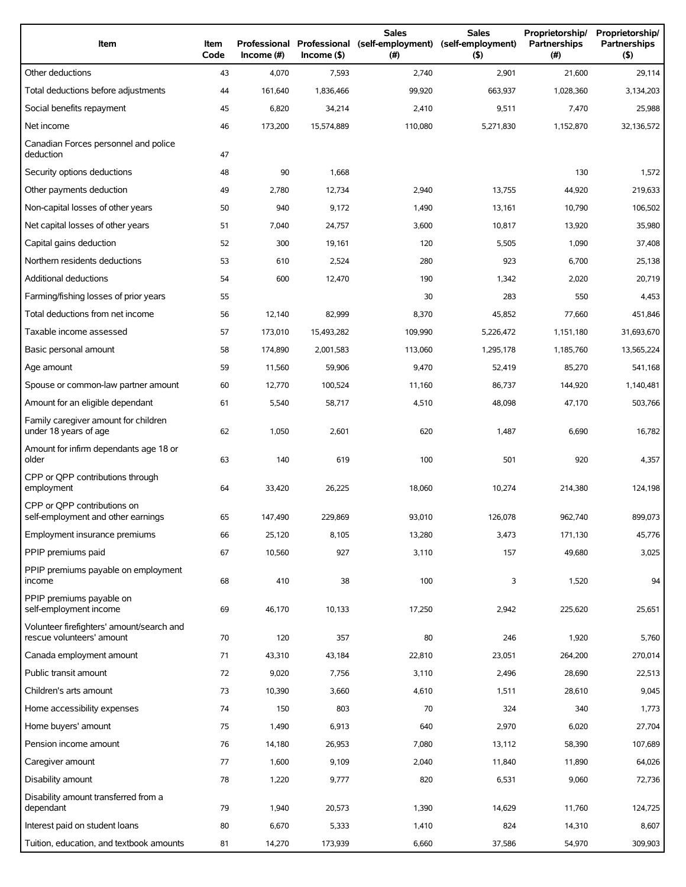| Item | Item Code | Professional Income (#) | Professional Income ($) | Sales (self-employment) (#) | Sales (self-employment) ($) | Proprietorship/ Partnerships (#) | Proprietorship/ Partnerships ($) |
|---|---|---|---|---|---|---|---|
| Other deductions | 43 | 4,070 | 7,593 | 2,740 | 2,901 | 21,600 | 29,114 |
| Total deductions before adjustments | 44 | 161,640 | 1,836,466 | 99,920 | 663,937 | 1,028,360 | 3,134,203 |
| Social benefits repayment | 45 | 6,820 | 34,214 | 2,410 | 9,511 | 7,470 | 25,988 |
| Net income | 46 | 173,200 | 15,574,889 | 110,080 | 5,271,830 | 1,152,870 | 32,136,572 |
| Canadian Forces personnel and police deduction | 47 | | | | | | |
| Security options deductions | 48 | 90 | 1,668 | | | 130 | 1,572 |
| Other payments deduction | 49 | 2,780 | 12,734 | 2,940 | 13,755 | 44,920 | 219,633 |
| Non-capital losses of other years | 50 | 940 | 9,172 | 1,490 | 13,161 | 10,790 | 106,502 |
| Net capital losses of other years | 51 | 7,040 | 24,757 | 3,600 | 10,817 | 13,920 | 35,980 |
| Capital gains deduction | 52 | 300 | 19,161 | 120 | 5,505 | 1,090 | 37,408 |
| Northern residents deductions | 53 | 610 | 2,524 | 280 | 923 | 6,700 | 25,138 |
| Additional deductions | 54 | 600 | 12,470 | 190 | 1,342 | 2,020 | 20,719 |
| Farming/fishing losses of prior years | 55 | | | 30 | 283 | 550 | 4,453 |
| Total deductions from net income | 56 | 12,140 | 82,999 | 8,370 | 45,852 | 77,660 | 451,846 |
| Taxable income assessed | 57 | 173,010 | 15,493,282 | 109,990 | 5,226,472 | 1,151,180 | 31,693,670 |
| Basic personal amount | 58 | 174,890 | 2,001,583 | 113,060 | 1,295,178 | 1,185,760 | 13,565,224 |
| Age amount | 59 | 11,560 | 59,906 | 9,470 | 52,419 | 85,270 | 541,168 |
| Spouse or common-law partner amount | 60 | 12,770 | 100,524 | 11,160 | 86,737 | 144,920 | 1,140,481 |
| Amount for an eligible dependant | 61 | 5,540 | 58,717 | 4,510 | 48,098 | 47,170 | 503,766 |
| Family caregiver amount for children under 18 years of age | 62 | 1,050 | 2,601 | 620 | 1,487 | 6,690 | 16,782 |
| Amount for infirm dependants age 18 or older | 63 | 140 | 619 | 100 | 501 | 920 | 4,357 |
| CPP or QPP contributions through employment | 64 | 33,420 | 26,225 | 18,060 | 10,274 | 214,380 | 124,198 |
| CPP or QPP contributions on self-employment and other earnings | 65 | 147,490 | 229,869 | 93,010 | 126,078 | 962,740 | 899,073 |
| Employment insurance premiums | 66 | 25,120 | 8,105 | 13,280 | 3,473 | 171,130 | 45,776 |
| PPIP premiums paid | 67 | 10,560 | 927 | 3,110 | 157 | 49,680 | 3,025 |
| PPIP premiums payable on employment income | 68 | 410 | 38 | 100 | 3 | 1,520 | 94 |
| PPIP premiums payable on self-employment income | 69 | 46,170 | 10,133 | 17,250 | 2,942 | 225,620 | 25,651 |
| Volunteer firefighters' amount/search and rescue volunteers' amount | 70 | 120 | 357 | 80 | 246 | 1,920 | 5,760 |
| Canada employment amount | 71 | 43,310 | 43,184 | 22,810 | 23,051 | 264,200 | 270,014 |
| Public transit amount | 72 | 9,020 | 7,756 | 3,110 | 2,496 | 28,690 | 22,513 |
| Children's arts amount | 73 | 10,390 | 3,660 | 4,610 | 1,511 | 28,610 | 9,045 |
| Home accessibility expenses | 74 | 150 | 803 | 70 | 324 | 340 | 1,773 |
| Home buyers' amount | 75 | 1,490 | 6,913 | 640 | 2,970 | 6,020 | 27,704 |
| Pension income amount | 76 | 14,180 | 26,953 | 7,080 | 13,112 | 58,390 | 107,689 |
| Caregiver amount | 77 | 1,600 | 9,109 | 2,040 | 11,840 | 11,890 | 64,026 |
| Disability amount | 78 | 1,220 | 9,777 | 820 | 6,531 | 9,060 | 72,736 |
| Disability amount transferred from a dependant | 79 | 1,940 | 20,573 | 1,390 | 14,629 | 11,760 | 124,725 |
| Interest paid on student loans | 80 | 6,670 | 5,333 | 1,410 | 824 | 14,310 | 8,607 |
| Tuition, education, and textbook amounts | 81 | 14,270 | 173,939 | 6,660 | 37,586 | 54,970 | 309,903 |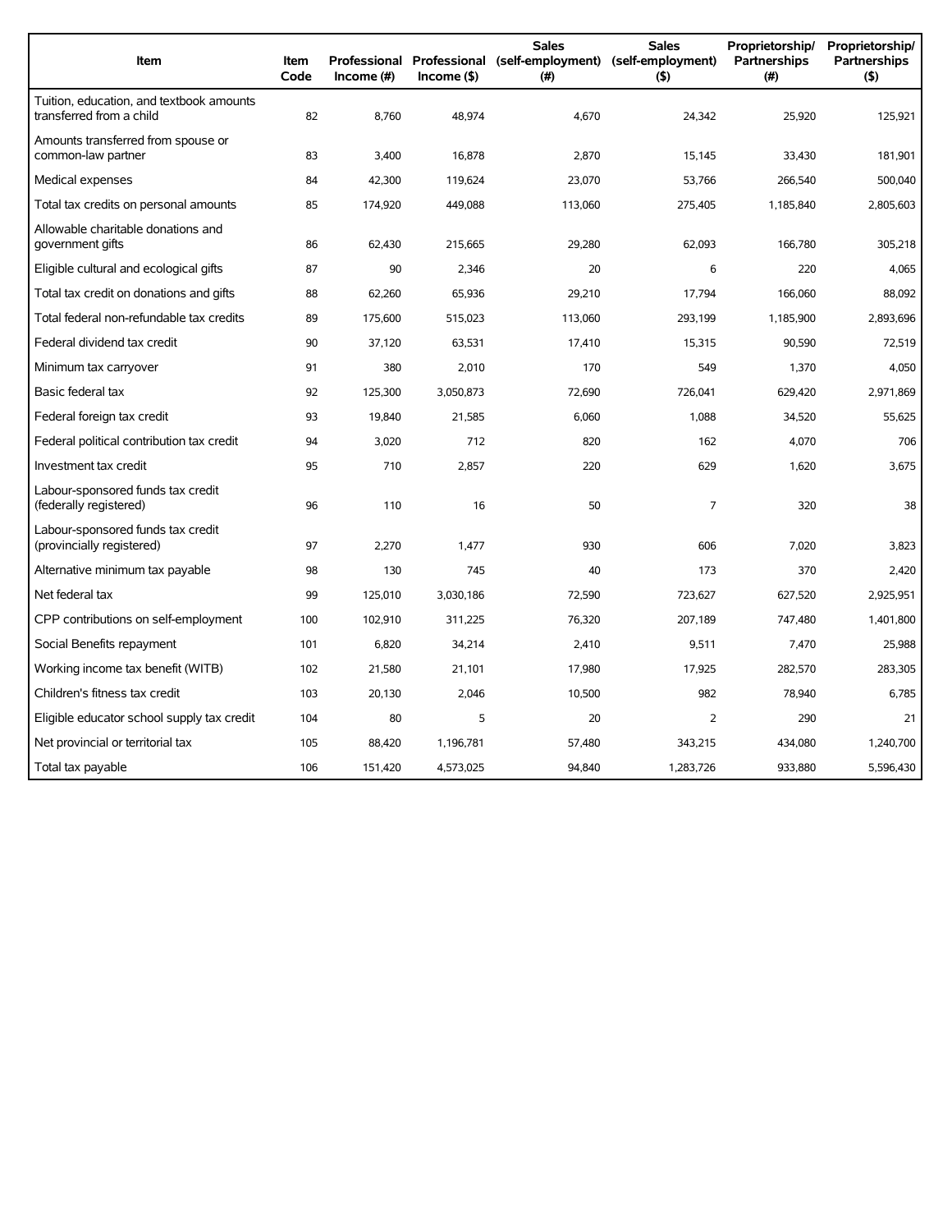| Item | Item Code | Professional Income (#) | Professional Income ($) | Sales (self-employment) (#) | Sales (self-employment) ($) | Proprietorship/ Partnerships (#) | Proprietorship/ Partnerships ($) |
|---|---|---|---|---|---|---|---|
| Tuition, education, and textbook amounts transferred from a child | 82 | 8,760 | 48,974 | 4,670 | 24,342 | 25,920 | 125,921 |
| Amounts transferred from spouse or common-law partner | 83 | 3,400 | 16,878 | 2,870 | 15,145 | 33,430 | 181,901 |
| Medical expenses | 84 | 42,300 | 119,624 | 23,070 | 53,766 | 266,540 | 500,040 |
| Total tax credits on personal amounts | 85 | 174,920 | 449,088 | 113,060 | 275,405 | 1,185,840 | 2,805,603 |
| Allowable charitable donations and government gifts | 86 | 62,430 | 215,665 | 29,280 | 62,093 | 166,780 | 305,218 |
| Eligible cultural and ecological gifts | 87 | 90 | 2,346 | 20 | 6 | 220 | 4,065 |
| Total tax credit on donations and gifts | 88 | 62,260 | 65,936 | 29,210 | 17,794 | 166,060 | 88,092 |
| Total federal non-refundable tax credits | 89 | 175,600 | 515,023 | 113,060 | 293,199 | 1,185,900 | 2,893,696 |
| Federal dividend tax credit | 90 | 37,120 | 63,531 | 17,410 | 15,315 | 90,590 | 72,519 |
| Minimum tax carryover | 91 | 380 | 2,010 | 170 | 549 | 1,370 | 4,050 |
| Basic federal tax | 92 | 125,300 | 3,050,873 | 72,690 | 726,041 | 629,420 | 2,971,869 |
| Federal foreign tax credit | 93 | 19,840 | 21,585 | 6,060 | 1,088 | 34,520 | 55,625 |
| Federal political contribution tax credit | 94 | 3,020 | 712 | 820 | 162 | 4,070 | 706 |
| Investment tax credit | 95 | 710 | 2,857 | 220 | 629 | 1,620 | 3,675 |
| Labour-sponsored funds tax credit (federally registered) | 96 | 110 | 16 | 50 | 7 | 320 | 38 |
| Labour-sponsored funds tax credit (provincially registered) | 97 | 2,270 | 1,477 | 930 | 606 | 7,020 | 3,823 |
| Alternative minimum tax payable | 98 | 130 | 745 | 40 | 173 | 370 | 2,420 |
| Net federal tax | 99 | 125,010 | 3,030,186 | 72,590 | 723,627 | 627,520 | 2,925,951 |
| CPP contributions on self-employment | 100 | 102,910 | 311,225 | 76,320 | 207,189 | 747,480 | 1,401,800 |
| Social Benefits repayment | 101 | 6,820 | 34,214 | 2,410 | 9,511 | 7,470 | 25,988 |
| Working income tax benefit (WITB) | 102 | 21,580 | 21,101 | 17,980 | 17,925 | 282,570 | 283,305 |
| Children's fitness tax credit | 103 | 20,130 | 2,046 | 10,500 | 982 | 78,940 | 6,785 |
| Eligible educator school supply tax credit | 104 | 80 | 5 | 20 | 2 | 290 | 21 |
| Net provincial or territorial tax | 105 | 88,420 | 1,196,781 | 57,480 | 343,215 | 434,080 | 1,240,700 |
| Total tax payable | 106 | 151,420 | 4,573,025 | 94,840 | 1,283,726 | 933,880 | 5,596,430 |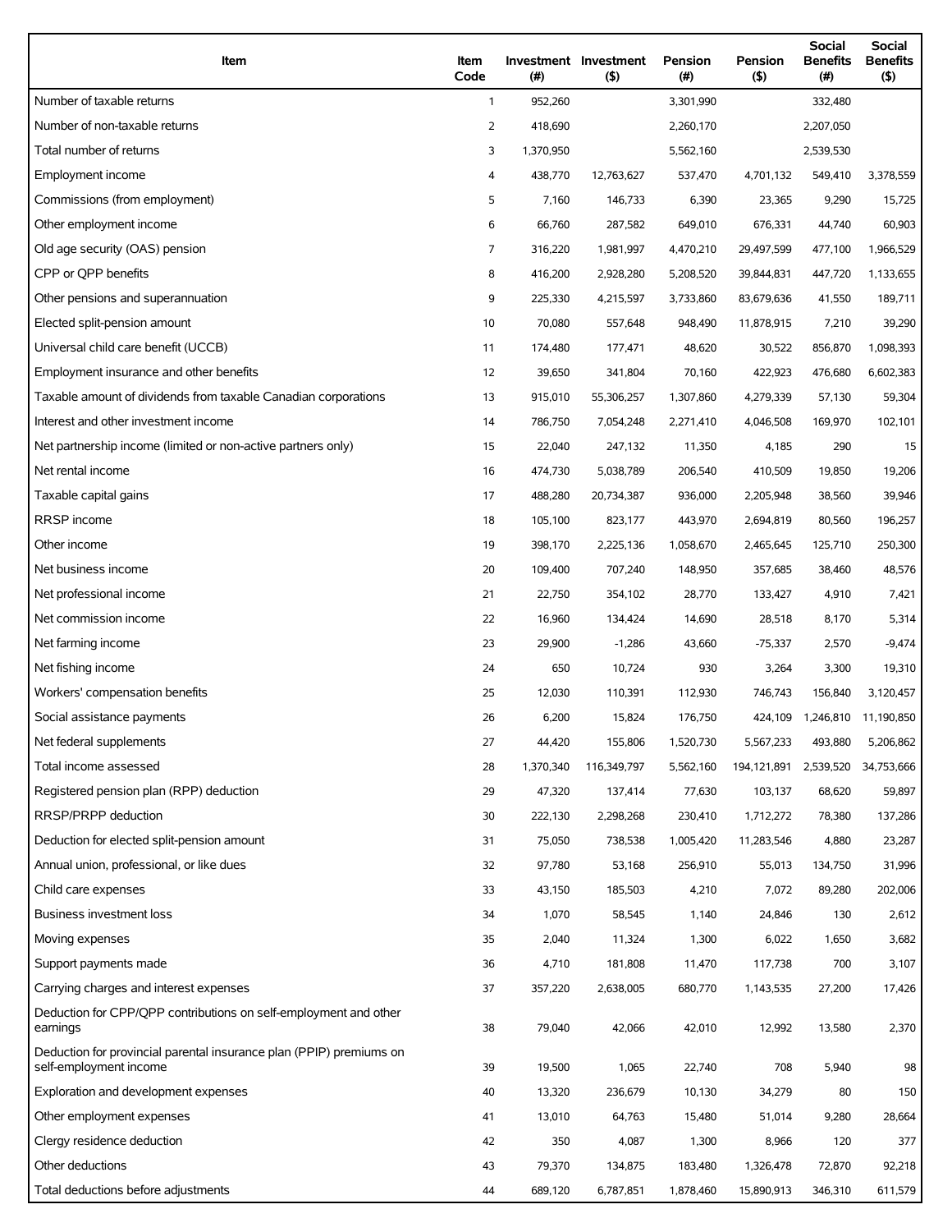| Item | Item Code | Investment (#) | Investment ($) | Pension (#) | Pension ($) | Social Benefits (#) | Social Benefits ($) |
|---|---|---|---|---|---|---|---|
| Number of taxable returns | 1 | 952,260 | | 3,301,990 | | 332,480 | |
| Number of non-taxable returns | 2 | 418,690 | | 2,260,170 | | 2,207,050 | |
| Total number of returns | 3 | 1,370,950 | | 5,562,160 | | 2,539,530 | |
| Employment income | 4 | 438,770 | 12,763,627 | 537,470 | 4,701,132 | 549,410 | 3,378,559 |
| Commissions (from employment) | 5 | 7,160 | 146,733 | 6,390 | 23,365 | 9,290 | 15,725 |
| Other employment income | 6 | 66,760 | 287,582 | 649,010 | 676,331 | 44,740 | 60,903 |
| Old age security (OAS) pension | 7 | 316,220 | 1,981,997 | 4,470,210 | 29,497,599 | 477,100 | 1,966,529 |
| CPP or QPP benefits | 8 | 416,200 | 2,928,280 | 5,208,520 | 39,844,831 | 447,720 | 1,133,655 |
| Other pensions and superannuation | 9 | 225,330 | 4,215,597 | 3,733,860 | 83,679,636 | 41,550 | 189,711 |
| Elected split-pension amount | 10 | 70,080 | 557,648 | 948,490 | 11,878,915 | 7,210 | 39,290 |
| Universal child care benefit (UCCB) | 11 | 174,480 | 177,471 | 48,620 | 30,522 | 856,870 | 1,098,393 |
| Employment insurance and other benefits | 12 | 39,650 | 341,804 | 70,160 | 422,923 | 476,680 | 6,602,383 |
| Taxable amount of dividends from taxable Canadian corporations | 13 | 915,010 | 55,306,257 | 1,307,860 | 4,279,339 | 57,130 | 59,304 |
| Interest and other investment income | 14 | 786,750 | 7,054,248 | 2,271,410 | 4,046,508 | 169,970 | 102,101 |
| Net partnership income (limited or non-active partners only) | 15 | 22,040 | 247,132 | 11,350 | 4,185 | 290 | 15 |
| Net rental income | 16 | 474,730 | 5,038,789 | 206,540 | 410,509 | 19,850 | 19,206 |
| Taxable capital gains | 17 | 488,280 | 20,734,387 | 936,000 | 2,205,948 | 38,560 | 39,946 |
| RRSP income | 18 | 105,100 | 823,177 | 443,970 | 2,694,819 | 80,560 | 196,257 |
| Other income | 19 | 398,170 | 2,225,136 | 1,058,670 | 2,465,645 | 125,710 | 250,300 |
| Net business income | 20 | 109,400 | 707,240 | 148,950 | 357,685 | 38,460 | 48,576 |
| Net professional income | 21 | 22,750 | 354,102 | 28,770 | 133,427 | 4,910 | 7,421 |
| Net commission income | 22 | 16,960 | 134,424 | 14,690 | 28,518 | 8,170 | 5,314 |
| Net farming income | 23 | 29,900 | -1,286 | 43,660 | -75,337 | 2,570 | -9,474 |
| Net fishing income | 24 | 650 | 10,724 | 930 | 3,264 | 3,300 | 19,310 |
| Workers' compensation benefits | 25 | 12,030 | 110,391 | 112,930 | 746,743 | 156,840 | 3,120,457 |
| Social assistance payments | 26 | 6,200 | 15,824 | 176,750 | 424,109 | 1,246,810 | 11,190,850 |
| Net federal supplements | 27 | 44,420 | 155,806 | 1,520,730 | 5,567,233 | 493,880 | 5,206,862 |
| Total income assessed | 28 | 1,370,340 | 116,349,797 | 5,562,160 | 194,121,891 | 2,539,520 | 34,753,666 |
| Registered pension plan (RPP) deduction | 29 | 47,320 | 137,414 | 77,630 | 103,137 | 68,620 | 59,897 |
| RRSP/PRPP deduction | 30 | 222,130 | 2,298,268 | 230,410 | 1,712,272 | 78,380 | 137,286 |
| Deduction for elected split-pension amount | 31 | 75,050 | 738,538 | 1,005,420 | 11,283,546 | 4,880 | 23,287 |
| Annual union, professional, or like dues | 32 | 97,780 | 53,168 | 256,910 | 55,013 | 134,750 | 31,996 |
| Child care expenses | 33 | 43,150 | 185,503 | 4,210 | 7,072 | 89,280 | 202,006 |
| Business investment loss | 34 | 1,070 | 58,545 | 1,140 | 24,846 | 130 | 2,612 |
| Moving expenses | 35 | 2,040 | 11,324 | 1,300 | 6,022 | 1,650 | 3,682 |
| Support payments made | 36 | 4,710 | 181,808 | 11,470 | 117,738 | 700 | 3,107 |
| Carrying charges and interest expenses | 37 | 357,220 | 2,638,005 | 680,770 | 1,143,535 | 27,200 | 17,426 |
| Deduction for CPP/QPP contributions on self-employment and other earnings | 38 | 79,040 | 42,066 | 42,010 | 12,992 | 13,580 | 2,370 |
| Deduction for provincial parental insurance plan (PPIP) premiums on self-employment income | 39 | 19,500 | 1,065 | 22,740 | 708 | 5,940 | 98 |
| Exploration and development expenses | 40 | 13,320 | 236,679 | 10,130 | 34,279 | 80 | 150 |
| Other employment expenses | 41 | 13,010 | 64,763 | 15,480 | 51,014 | 9,280 | 28,664 |
| Clergy residence deduction | 42 | 350 | 4,087 | 1,300 | 8,966 | 120 | 377 |
| Other deductions | 43 | 79,370 | 134,875 | 183,480 | 1,326,478 | 72,870 | 92,218 |
| Total deductions before adjustments | 44 | 689,120 | 6,787,851 | 1,878,460 | 15,890,913 | 346,310 | 611,579 |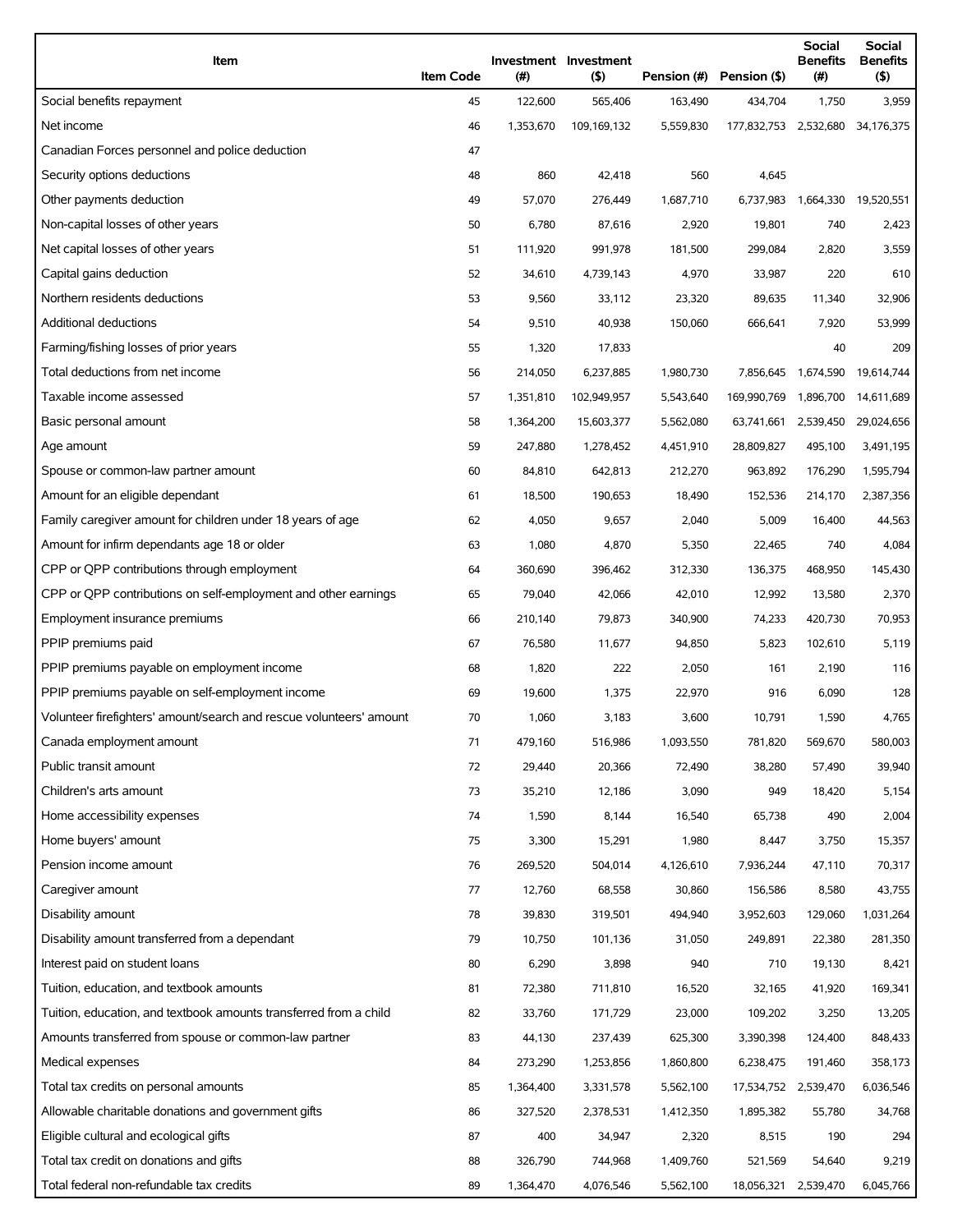| Item | Item Code | Investment (#) | Investment ($) | Pension (#) | Pension ($) | Social Benefits (#) | Social Benefits ($) |
| --- | --- | --- | --- | --- | --- | --- | --- |
| Social benefits repayment | 45 | 122,600 | 565,406 | 163,490 | 434,704 | 1,750 | 3,959 |
| Net income | 46 | 1,353,670 | 109,169,132 | 5,559,830 | 177,832,753 | 2,532,680 | 34,176,375 |
| Canadian Forces personnel and police deduction | 47 | | | | | | |
| Security options deductions | 48 | 860 | 42,418 | 560 | 4,645 | | |
| Other payments deduction | 49 | 57,070 | 276,449 | 1,687,710 | 6,737,983 | 1,664,330 | 19,520,551 |
| Non-capital losses of other years | 50 | 6,780 | 87,616 | 2,920 | 19,801 | 740 | 2,423 |
| Net capital losses of other years | 51 | 111,920 | 991,978 | 181,500 | 299,084 | 2,820 | 3,559 |
| Capital gains deduction | 52 | 34,610 | 4,739,143 | 4,970 | 33,987 | 220 | 610 |
| Northern residents deductions | 53 | 9,560 | 33,112 | 23,320 | 89,635 | 11,340 | 32,906 |
| Additional deductions | 54 | 9,510 | 40,938 | 150,060 | 666,641 | 7,920 | 53,999 |
| Farming/fishing losses of prior years | 55 | 1,320 | 17,833 | | | 40 | 209 |
| Total deductions from net income | 56 | 214,050 | 6,237,885 | 1,980,730 | 7,856,645 | 1,674,590 | 19,614,744 |
| Taxable income assessed | 57 | 1,351,810 | 102,949,957 | 5,543,640 | 169,990,769 | 1,896,700 | 14,611,689 |
| Basic personal amount | 58 | 1,364,200 | 15,603,377 | 5,562,080 | 63,741,661 | 2,539,450 | 29,024,656 |
| Age amount | 59 | 247,880 | 1,278,452 | 4,451,910 | 28,809,827 | 495,100 | 3,491,195 |
| Spouse or common-law partner amount | 60 | 84,810 | 642,813 | 212,270 | 963,892 | 176,290 | 1,595,794 |
| Amount for an eligible dependant | 61 | 18,500 | 190,653 | 18,490 | 152,536 | 214,170 | 2,387,356 |
| Family caregiver amount for children under 18 years of age | 62 | 4,050 | 9,657 | 2,040 | 5,009 | 16,400 | 44,563 |
| Amount for infirm dependants age 18 or older | 63 | 1,080 | 4,870 | 5,350 | 22,465 | 740 | 4,084 |
| CPP or QPP contributions through employment | 64 | 360,690 | 396,462 | 312,330 | 136,375 | 468,950 | 145,430 |
| CPP or QPP contributions on self-employment and other earnings | 65 | 79,040 | 42,066 | 42,010 | 12,992 | 13,580 | 2,370 |
| Employment insurance premiums | 66 | 210,140 | 79,873 | 340,900 | 74,233 | 420,730 | 70,953 |
| PPIP premiums paid | 67 | 76,580 | 11,677 | 94,850 | 5,823 | 102,610 | 5,119 |
| PPIP premiums payable on employment income | 68 | 1,820 | 222 | 2,050 | 161 | 2,190 | 116 |
| PPIP premiums payable on self-employment income | 69 | 19,600 | 1,375 | 22,970 | 916 | 6,090 | 128 |
| Volunteer firefighters' amount/search and rescue volunteers' amount | 70 | 1,060 | 3,183 | 3,600 | 10,791 | 1,590 | 4,765 |
| Canada employment amount | 71 | 479,160 | 516,986 | 1,093,550 | 781,820 | 569,670 | 580,003 |
| Public transit amount | 72 | 29,440 | 20,366 | 72,490 | 38,280 | 57,490 | 39,940 |
| Children's arts amount | 73 | 35,210 | 12,186 | 3,090 | 949 | 18,420 | 5,154 |
| Home accessibility expenses | 74 | 1,590 | 8,144 | 16,540 | 65,738 | 490 | 2,004 |
| Home buyers' amount | 75 | 3,300 | 15,291 | 1,980 | 8,447 | 3,750 | 15,357 |
| Pension income amount | 76 | 269,520 | 504,014 | 4,126,610 | 7,936,244 | 47,110 | 70,317 |
| Caregiver amount | 77 | 12,760 | 68,558 | 30,860 | 156,586 | 8,580 | 43,755 |
| Disability amount | 78 | 39,830 | 319,501 | 494,940 | 3,952,603 | 129,060 | 1,031,264 |
| Disability amount transferred from a dependant | 79 | 10,750 | 101,136 | 31,050 | 249,891 | 22,380 | 281,350 |
| Interest paid on student loans | 80 | 6,290 | 3,898 | 940 | 710 | 19,130 | 8,421 |
| Tuition, education, and textbook amounts | 81 | 72,380 | 711,810 | 16,520 | 32,165 | 41,920 | 169,341 |
| Tuition, education, and textbook amounts transferred from a child | 82 | 33,760 | 171,729 | 23,000 | 109,202 | 3,250 | 13,205 |
| Amounts transferred from spouse or common-law partner | 83 | 44,130 | 237,439 | 625,300 | 3,390,398 | 124,400 | 848,433 |
| Medical expenses | 84 | 273,290 | 1,253,856 | 1,860,800 | 6,238,475 | 191,460 | 358,173 |
| Total tax credits on personal amounts | 85 | 1,364,400 | 3,331,578 | 5,562,100 | 17,534,752 | 2,539,470 | 6,036,546 |
| Allowable charitable donations and government gifts | 86 | 327,520 | 2,378,531 | 1,412,350 | 1,895,382 | 55,780 | 34,768 |
| Eligible cultural and ecological gifts | 87 | 400 | 34,947 | 2,320 | 8,515 | 190 | 294 |
| Total tax credit on donations and gifts | 88 | 326,790 | 744,968 | 1,409,760 | 521,569 | 54,640 | 9,219 |
| Total federal non-refundable tax credits | 89 | 1,364,470 | 4,076,546 | 5,562,100 | 18,056,321 | 2,539,470 | 6,045,766 |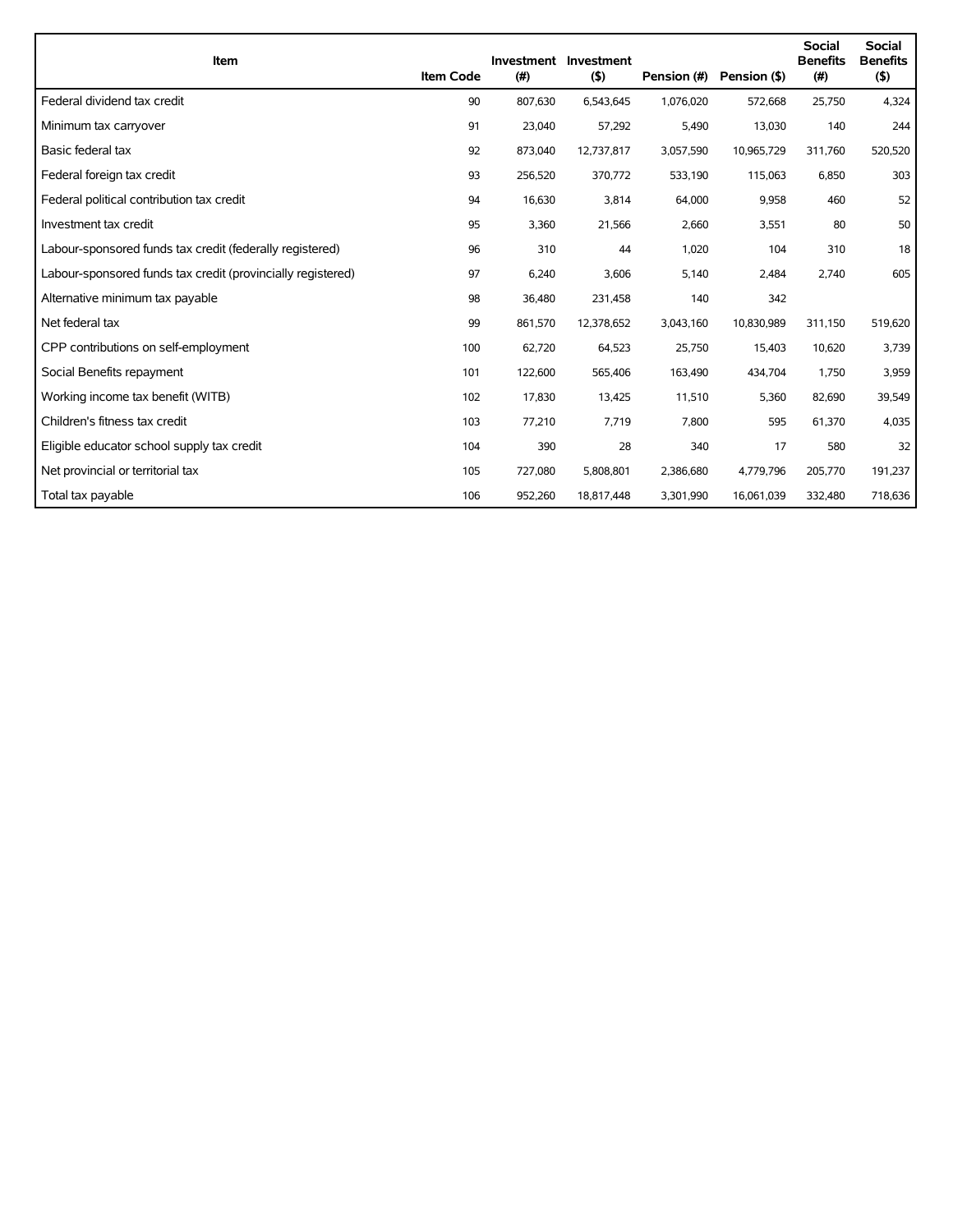| Item | Item Code | Investment (#) | Investment ($) | Pension (#) | Pension ($) | Social Benefits (#) | Social Benefits ($) |
|---|---|---|---|---|---|---|---|
| Federal dividend tax credit | 90 | 807,630 | 6,543,645 | 1,076,020 | 572,668 | 25,750 | 4,324 |
| Minimum tax carryover | 91 | 23,040 | 57,292 | 5,490 | 13,030 | 140 | 244 |
| Basic federal tax | 92 | 873,040 | 12,737,817 | 3,057,590 | 10,965,729 | 311,760 | 520,520 |
| Federal foreign tax credit | 93 | 256,520 | 370,772 | 533,190 | 115,063 | 6,850 | 303 |
| Federal political contribution tax credit | 94 | 16,630 | 3,814 | 64,000 | 9,958 | 460 | 52 |
| Investment tax credit | 95 | 3,360 | 21,566 | 2,660 | 3,551 | 80 | 50 |
| Labour-sponsored funds tax credit (federally registered) | 96 | 310 | 44 | 1,020 | 104 | 310 | 18 |
| Labour-sponsored funds tax credit (provincially registered) | 97 | 6,240 | 3,606 | 5,140 | 2,484 | 2,740 | 605 |
| Alternative minimum tax payable | 98 | 36,480 | 231,458 | 140 | 342 | | |
| Net federal tax | 99 | 861,570 | 12,378,652 | 3,043,160 | 10,830,989 | 311,150 | 519,620 |
| CPP contributions on self-employment | 100 | 62,720 | 64,523 | 25,750 | 15,403 | 10,620 | 3,739 |
| Social Benefits repayment | 101 | 122,600 | 565,406 | 163,490 | 434,704 | 1,750 | 3,959 |
| Working income tax benefit (WITB) | 102 | 17,830 | 13,425 | 11,510 | 5,360 | 82,690 | 39,549 |
| Children's fitness tax credit | 103 | 77,210 | 7,719 | 7,800 | 595 | 61,370 | 4,035 |
| Eligible educator school supply tax credit | 104 | 390 | 28 | 340 | 17 | 580 | 32 |
| Net provincial or territorial tax | 105 | 727,080 | 5,808,801 | 2,386,680 | 4,779,796 | 205,770 | 191,237 |
| Total tax payable | 106 | 952,260 | 18,817,448 | 3,301,990 | 16,061,039 | 332,480 | 718,636 |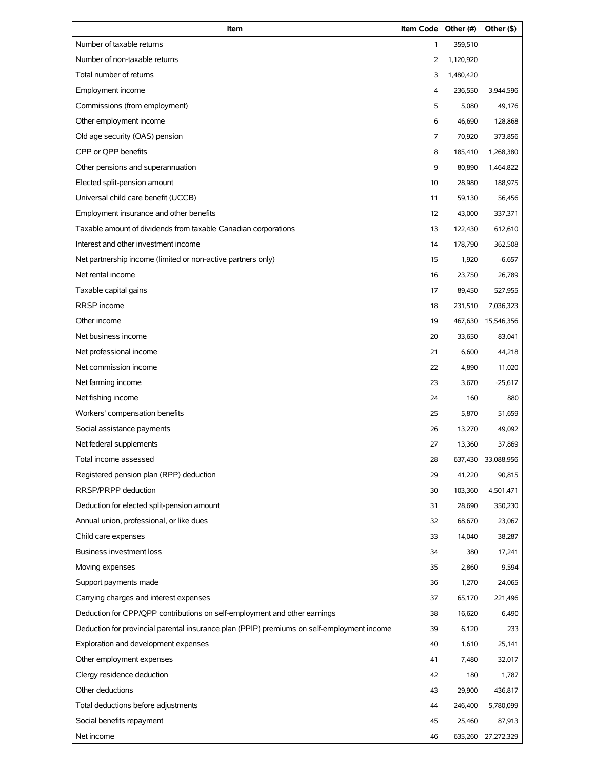| Item | Item Code | Other (#) | Other ($) |
| --- | --- | --- | --- |
| Number of taxable returns | 1 | 359,510 | |
| Number of non-taxable returns | 2 | 1,120,920 | |
| Total number of returns | 3 | 1,480,420 | |
| Employment income | 4 | 236,550 | 3,944,596 |
| Commissions (from employment) | 5 | 5,080 | 49,176 |
| Other employment income | 6 | 46,690 | 128,868 |
| Old age security (OAS) pension | 7 | 70,920 | 373,856 |
| CPP or QPP benefits | 8 | 185,410 | 1,268,380 |
| Other pensions and superannuation | 9 | 80,890 | 1,464,822 |
| Elected split-pension amount | 10 | 28,980 | 188,975 |
| Universal child care benefit (UCCB) | 11 | 59,130 | 56,456 |
| Employment insurance and other benefits | 12 | 43,000 | 337,371 |
| Taxable amount of dividends from taxable Canadian corporations | 13 | 122,430 | 612,610 |
| Interest and other investment income | 14 | 178,790 | 362,508 |
| Net partnership income (limited or non-active partners only) | 15 | 1,920 | -6,657 |
| Net rental income | 16 | 23,750 | 26,789 |
| Taxable capital gains | 17 | 89,450 | 527,955 |
| RRSP income | 18 | 231,510 | 7,036,323 |
| Other income | 19 | 467,630 | 15,546,356 |
| Net business income | 20 | 33,650 | 83,041 |
| Net professional income | 21 | 6,600 | 44,218 |
| Net commission income | 22 | 4,890 | 11,020 |
| Net farming income | 23 | 3,670 | -25,617 |
| Net fishing income | 24 | 160 | 880 |
| Workers' compensation benefits | 25 | 5,870 | 51,659 |
| Social assistance payments | 26 | 13,270 | 49,092 |
| Net federal supplements | 27 | 13,360 | 37,869 |
| Total income assessed | 28 | 637,430 | 33,088,956 |
| Registered pension plan (RPP) deduction | 29 | 41,220 | 90,815 |
| RRSP/PRPP deduction | 30 | 103,360 | 4,501,471 |
| Deduction for elected split-pension amount | 31 | 28,690 | 350,230 |
| Annual union, professional, or like dues | 32 | 68,670 | 23,067 |
| Child care expenses | 33 | 14,040 | 38,287 |
| Business investment loss | 34 | 380 | 17,241 |
| Moving expenses | 35 | 2,860 | 9,594 |
| Support payments made | 36 | 1,270 | 24,065 |
| Carrying charges and interest expenses | 37 | 65,170 | 221,496 |
| Deduction for CPP/QPP contributions on self-employment and other earnings | 38 | 16,620 | 6,490 |
| Deduction for provincial parental insurance plan (PPIP) premiums on self-employment income | 39 | 6,120 | 233 |
| Exploration and development expenses | 40 | 1,610 | 25,141 |
| Other employment expenses | 41 | 7,480 | 32,017 |
| Clergy residence deduction | 42 | 180 | 1,787 |
| Other deductions | 43 | 29,900 | 436,817 |
| Total deductions before adjustments | 44 | 246,400 | 5,780,099 |
| Social benefits repayment | 45 | 25,460 | 87,913 |
| Net income | 46 | 635,260 | 27,272,329 |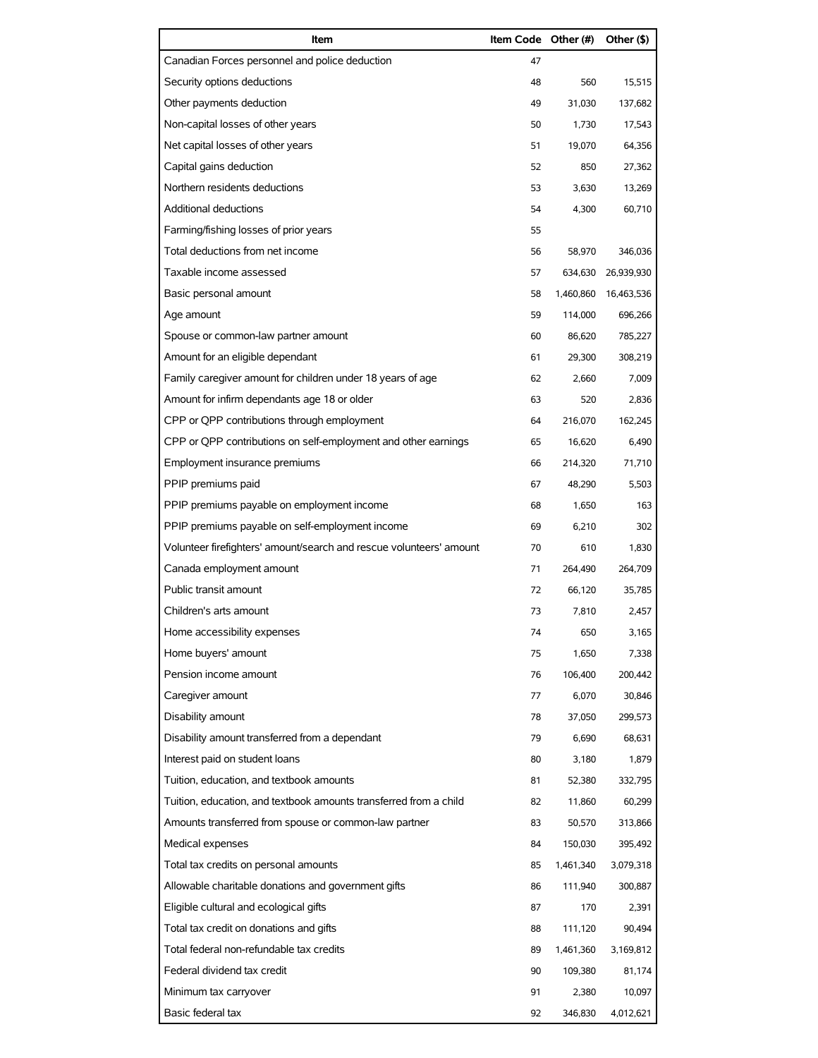| Item | Item Code | Other (#) | Other ($) |
|---|---|---|---|
| Canadian Forces personnel and police deduction | 47 | | |
| Security options deductions | 48 | 560 | 15,515 |
| Other payments deduction | 49 | 31,030 | 137,682 |
| Non-capital losses of other years | 50 | 1,730 | 17,543 |
| Net capital losses of other years | 51 | 19,070 | 64,356 |
| Capital gains deduction | 52 | 850 | 27,362 |
| Northern residents deductions | 53 | 3,630 | 13,269 |
| Additional deductions | 54 | 4,300 | 60,710 |
| Farming/fishing losses of prior years | 55 | | |
| Total deductions from net income | 56 | 58,970 | 346,036 |
| Taxable income assessed | 57 | 634,630 | 26,939,930 |
| Basic personal amount | 58 | 1,460,860 | 16,463,536 |
| Age amount | 59 | 114,000 | 696,266 |
| Spouse or common-law partner amount | 60 | 86,620 | 785,227 |
| Amount for an eligible dependant | 61 | 29,300 | 308,219 |
| Family caregiver amount for children under 18 years of age | 62 | 2,660 | 7,009 |
| Amount for infirm dependants age 18 or older | 63 | 520 | 2,836 |
| CPP or QPP contributions through employment | 64 | 216,070 | 162,245 |
| CPP or QPP contributions on self-employment and other earnings | 65 | 16,620 | 6,490 |
| Employment insurance premiums | 66 | 214,320 | 71,710 |
| PPIP premiums paid | 67 | 48,290 | 5,503 |
| PPIP premiums payable on employment income | 68 | 1,650 | 163 |
| PPIP premiums payable on self-employment income | 69 | 6,210 | 302 |
| Volunteer firefighters' amount/search and rescue volunteers' amount | 70 | 610 | 1,830 |
| Canada employment amount | 71 | 264,490 | 264,709 |
| Public transit amount | 72 | 66,120 | 35,785 |
| Children's arts amount | 73 | 7,810 | 2,457 |
| Home accessibility expenses | 74 | 650 | 3,165 |
| Home buyers' amount | 75 | 1,650 | 7,338 |
| Pension income amount | 76 | 106,400 | 200,442 |
| Caregiver amount | 77 | 6,070 | 30,846 |
| Disability amount | 78 | 37,050 | 299,573 |
| Disability amount transferred from a dependant | 79 | 6,690 | 68,631 |
| Interest paid on student loans | 80 | 3,180 | 1,879 |
| Tuition, education, and textbook amounts | 81 | 52,380 | 332,795 |
| Tuition, education, and textbook amounts transferred from a child | 82 | 11,860 | 60,299 |
| Amounts transferred from spouse or common-law partner | 83 | 50,570 | 313,866 |
| Medical expenses | 84 | 150,030 | 395,492 |
| Total tax credits on personal amounts | 85 | 1,461,340 | 3,079,318 |
| Allowable charitable donations and government gifts | 86 | 111,940 | 300,887 |
| Eligible cultural and ecological gifts | 87 | 170 | 2,391 |
| Total tax credit on donations and gifts | 88 | 111,120 | 90,494 |
| Total federal non-refundable tax credits | 89 | 1,461,360 | 3,169,812 |
| Federal dividend tax credit | 90 | 109,380 | 81,174 |
| Minimum tax carryover | 91 | 2,380 | 10,097 |
| Basic federal tax | 92 | 346,830 | 4,012,621 |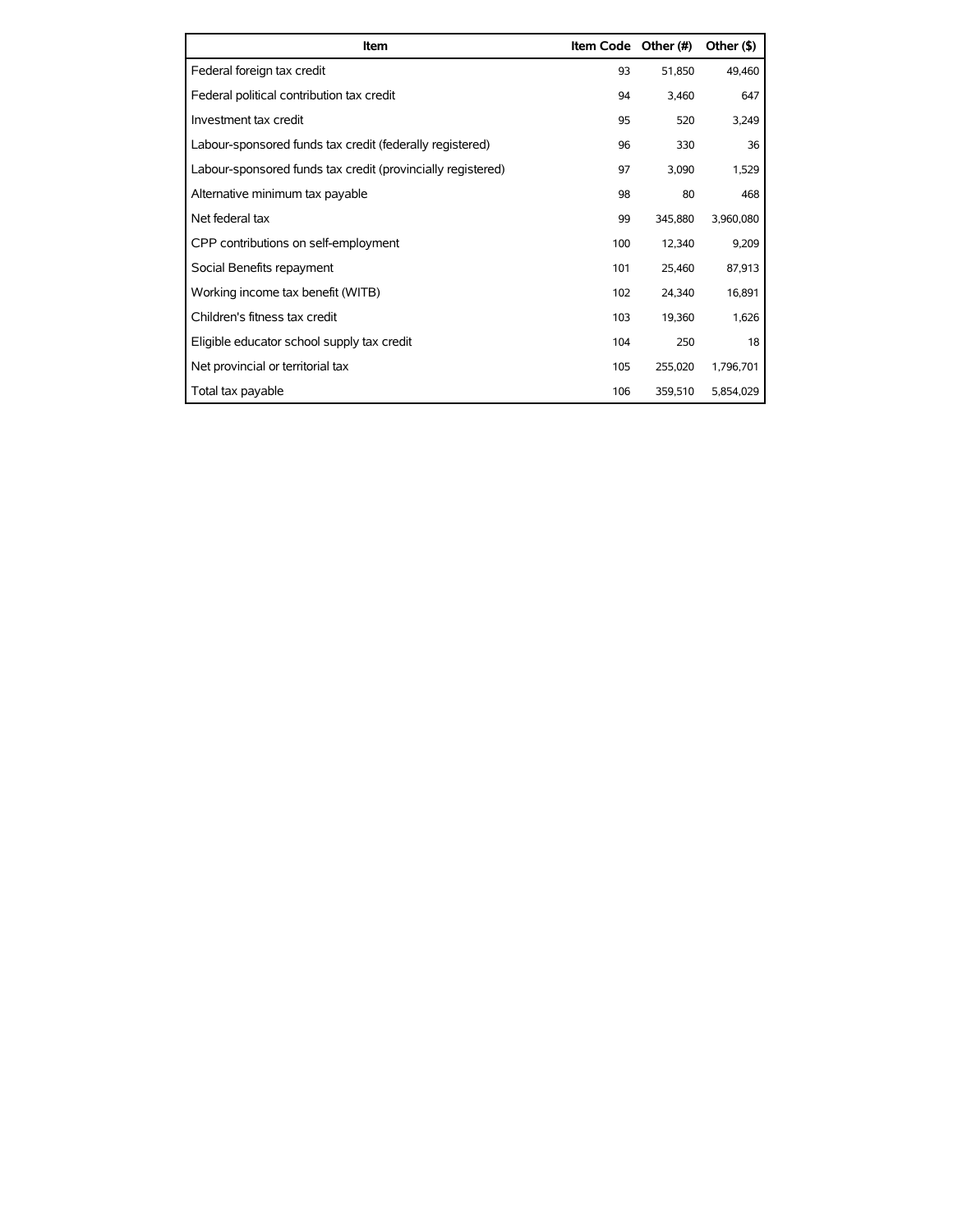| Item | Item Code | Other (#) | Other ($) |
|---|---|---|---|
| Federal foreign tax credit | 93 | 51,850 | 49,460 |
| Federal political contribution tax credit | 94 | 3,460 | 647 |
| Investment tax credit | 95 | 520 | 3,249 |
| Labour-sponsored funds tax credit (federally registered) | 96 | 330 | 36 |
| Labour-sponsored funds tax credit (provincially registered) | 97 | 3,090 | 1,529 |
| Alternative minimum tax payable | 98 | 80 | 468 |
| Net federal tax | 99 | 345,880 | 3,960,080 |
| CPP contributions on self-employment | 100 | 12,340 | 9,209 |
| Social Benefits repayment | 101 | 25,460 | 87,913 |
| Working income tax benefit (WITB) | 102 | 24,340 | 16,891 |
| Children's fitness tax credit | 103 | 19,360 | 1,626 |
| Eligible educator school supply tax credit | 104 | 250 | 18 |
| Net provincial or territorial tax | 105 | 255,020 | 1,796,701 |
| Total tax payable | 106 | 359,510 | 5,854,029 |